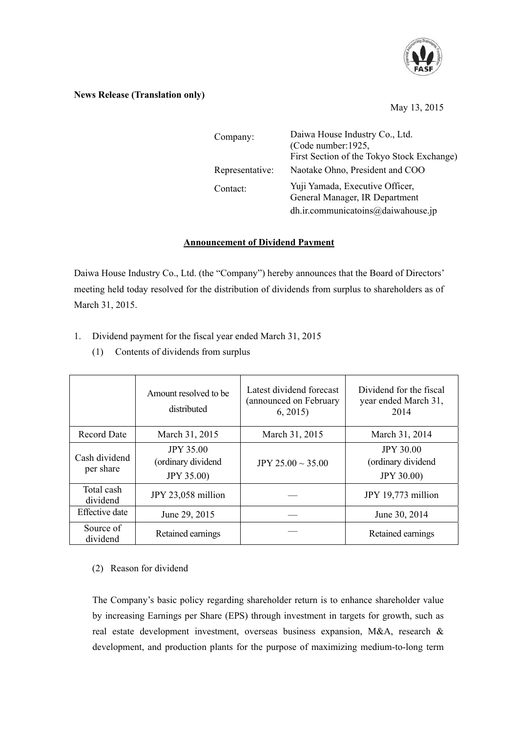**News Release (Translation only)**

May 13, 2015

| | |
|---|---|
| Company: | Daiwa House Industry Co., Ltd. (Code number:1925, First Section of the Tokyo Stock Exchange) |
| Representative: | Naotake Ohno, President and COO |
| Contact: | Yuji Yamada, Executive Officer, General Manager, IR Department dh.ir.communicatoins@daiwahouse.jp |

## Announcement of Dividend Payment

Daiwa House Industry Co., Ltd. (the "Company") hereby announces that the Board of Directors' meeting held today resolved for the distribution of dividends from surplus to shareholders as of March 31, 2015.

1. Dividend payment for the fiscal year ended March 31, 2015
   (1) Contents of dividends from surplus

| | Amount resolved to be distributed | Latest dividend forecast (announced on February 6, 2015) | Dividend for the fiscal year ended March 31, 2014 |
|---|---|---|---|
| Record Date | March 31, 2015 | March 31, 2015 | March 31, 2014 |
| Cash dividend per share | JPY 35.00 (ordinary dividend JPY 35.00) | JPY 25.00 ~ 35.00 | JPY 30.00 (ordinary dividend JPY 30.00) |
| Total cash dividend | JPY 23,058 million | — | JPY 19,773 million |
| Effective date | June 29, 2015 | — | June 30, 2014 |
| Source of dividend | Retained earnings | — | Retained earnings |

(2) Reason for dividend

The Company's basic policy regarding shareholder return is to enhance shareholder value by increasing Earnings per Share (EPS) through investment in targets for growth, such as real estate development investment, overseas business expansion, M&A, research & development, and production plants for the purpose of maximizing medium-to-long term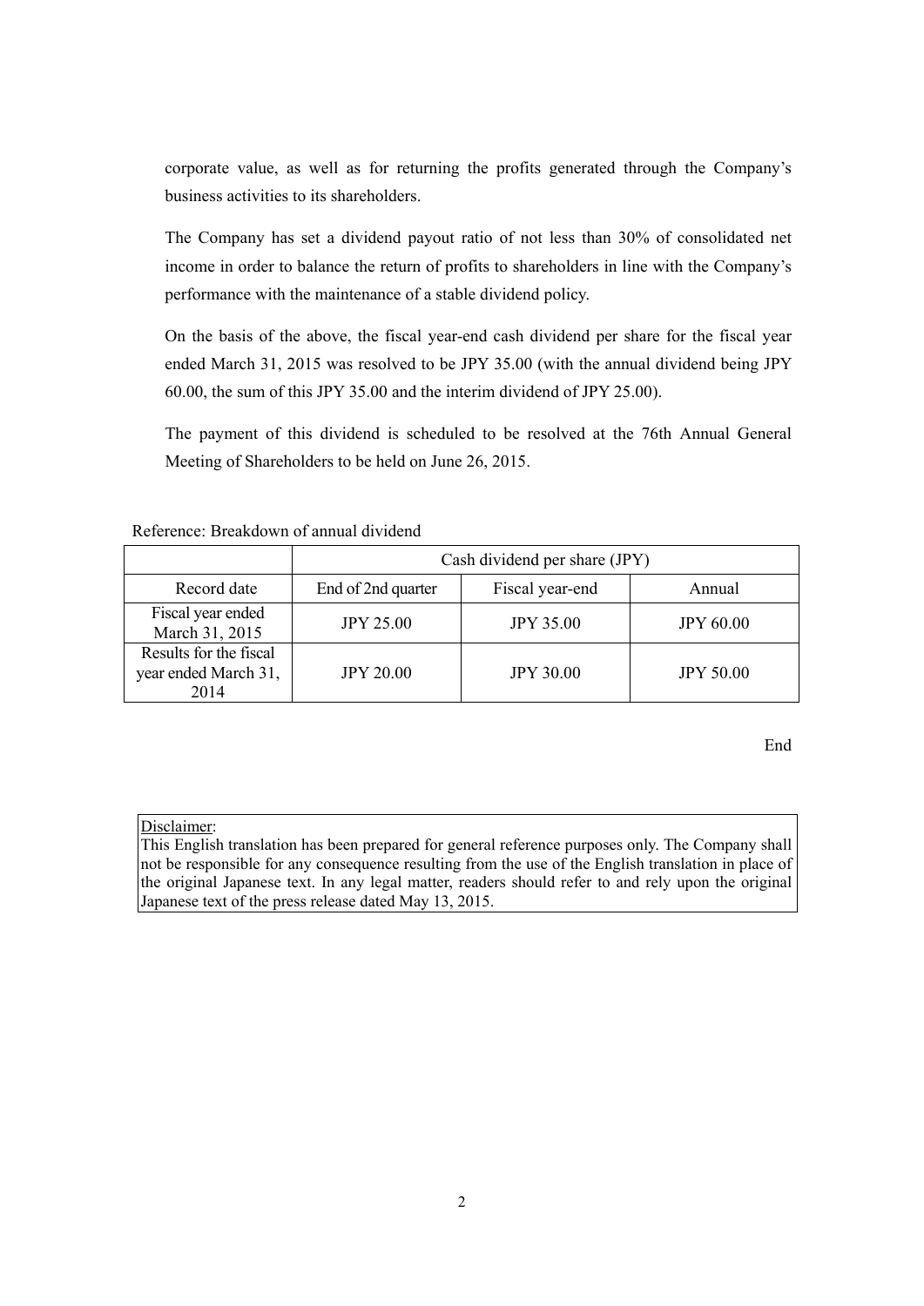corporate value, as well as for returning the profits generated through the Company's business activities to its shareholders.

The Company has set a dividend payout ratio of not less than 30% of consolidated net income in order to balance the return of profits to shareholders in line with the Company's performance with the maintenance of a stable dividend policy.

On the basis of the above, the fiscal year-end cash dividend per share for the fiscal year ended March 31, 2015 was resolved to be JPY 35.00 (with the annual dividend being JPY 60.00, the sum of this JPY 35.00 and the interim dividend of JPY 25.00).

The payment of this dividend is scheduled to be resolved at the 76th Annual General Meeting of Shareholders to be held on June 26, 2015.

Reference: Breakdown of annual dividend

| | Cash dividend per share (JPY) | | |
|---|---|---|---|
| Record date | End of 2nd quarter | Fiscal year-end | Annual |
| Fiscal year ended March 31, 2015 | JPY 25.00 | JPY 35.00 | JPY 60.00 |
| Results for the fiscal year ended March 31, 2014 | JPY 20.00 | JPY 30.00 | JPY 50.00 |

End

Disclaimer:
This English translation has been prepared for general reference purposes only. The Company shall not be responsible for any consequence resulting from the use of the English translation in place of the original Japanese text. In any legal matter, readers should refer to and rely upon the original Japanese text of the press release dated May 13, 2015.